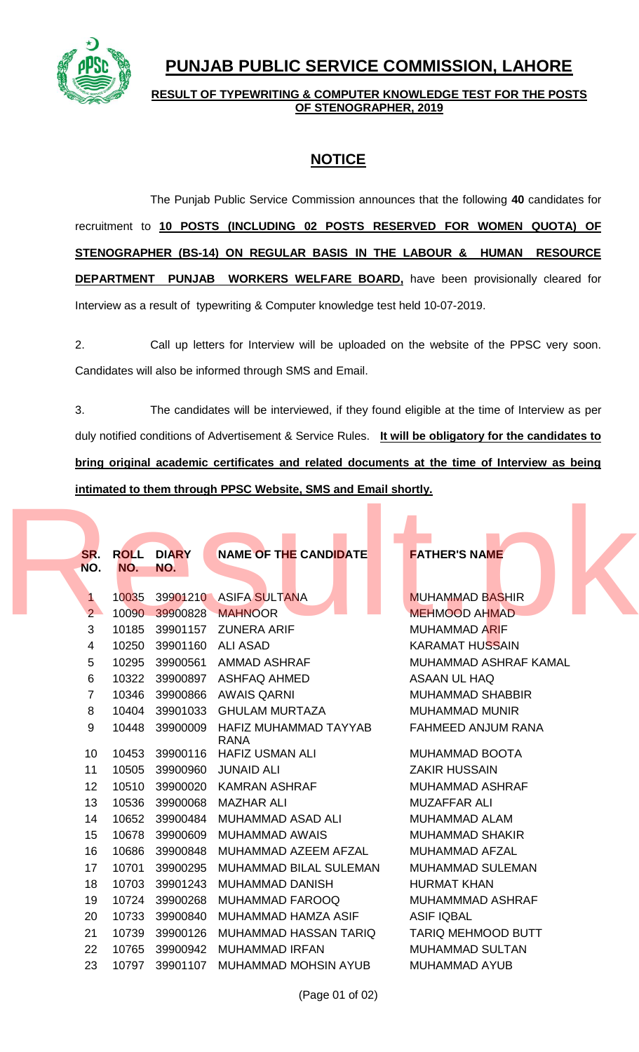# PUNJAB PUBLIC SERVICE COMMISSION, LAHORE

**RESULT OF TYPEWRITING & COMPUTER KNOWLEDGE TEST FOR THE POSTS OF STENOGRAPHER, 2019**

## NOTICE

The Punjab Public Service Commission announces that the following **40** candidates for recruitment to **10 POSTS (INCLUDING 02 POSTS RESERVED FOR WOMEN QUOTA) OF STENOGRAPHER (BS-14) ON REGULAR BASIS IN THE LABOUR & HUMAN RESOURCE DEPARTMENT PUNJAB WORKERS WELFARE BOARD,** have been provisionally cleared for Interview as a result of typewriting & Computer knowledge test held 10-07-2019.

2. Call up letters for Interview will be uploaded on the website of the PPSC very soon. Candidates will also be informed through SMS and Email.

3. The candidates will be interviewed, if they found eligible at the time of Interview as per duly notified conditions of Advertisement & Service Rules. **It will be obligatory for the candidates to bring original academic certificates and related documents at the time of Interview as being intimated to them through PPSC Website, SMS and Email shortly.**

| SR. NO. | ROLL NO. | DIARY NO. | NAME OF THE CANDIDATE | FATHER'S NAME |
|---|---|---|---|---|
| 1 | 10035 | 39901210 | ASIFA SULTANA | MUHAMMAD BASHIR |
| 2 | 10090 | 39900828 | MAHNOOR | MEHMOOD AHMAD |
| 3 | 10185 | 39901157 | ZUNERA ARIF | MUHAMMAD ARIF |
| 4 | 10250 | 39901160 | ALI ASAD | KARAMAT HUSSAIN |
| 5 | 10295 | 39900561 | AMMAD ASHRAF | MUHAMMAD ASHRAF KAMAL |
| 6 | 10322 | 39900897 | ASHFAQ AHMED | ASAAN UL HAQ |
| 7 | 10346 | 39900866 | AWAIS QARNI | MUHAMMAD SHABBIR |
| 8 | 10404 | 39901033 | GHULAM MURTAZA | MUHAMMAD MUNIR |
| 9 | 10448 | 39900009 | HAFIZ MUHAMMAD TAYYAB RANA | FAHMEED ANJUM RANA |
| 10 | 10453 | 39900116 | HAFIZ USMAN ALI | MUHAMMAD BOOTA |
| 11 | 10505 | 39900960 | JUNAID ALI | ZAKIR HUSSAIN |
| 12 | 10510 | 39900020 | KAMRAN ASHRAF | MUHAMMAD ASHRAF |
| 13 | 10536 | 39900068 | MAZHAR ALI | MUZAFFAR ALI |
| 14 | 10652 | 39900484 | MUHAMMAD ASAD ALI | MUHAMMAD ALAM |
| 15 | 10678 | 39900609 | MUHAMMAD AWAIS | MUHAMMAD SHAKIR |
| 16 | 10686 | 39900848 | MUHAMMAD AZEEM AFZAL | MUHAMMAD AFZAL |
| 17 | 10701 | 39900295 | MUHAMMAD BILAL SULEMAN | MUHAMMAD SULEMAN |
| 18 | 10703 | 39901243 | MUHAMMAD DANISH | HURMAT KHAN |
| 19 | 10724 | 39900268 | MUHAMMAD FAROOQ | MUHAMMMAD ASHRAF |
| 20 | 10733 | 39900840 | MUHAMMAD HAMZA ASIF | ASIF IQBAL |
| 21 | 10739 | 39900126 | MUHAMMAD HASSAN TARIQ | TARIQ MEHMOOD BUTT |
| 22 | 10765 | 39900942 | MUHAMMAD IRFAN | MUHAMMAD SULTAN |
| 23 | 10797 | 39901107 | MUHAMMAD MOHSIN AYUB | MUHAMMAD AYUB |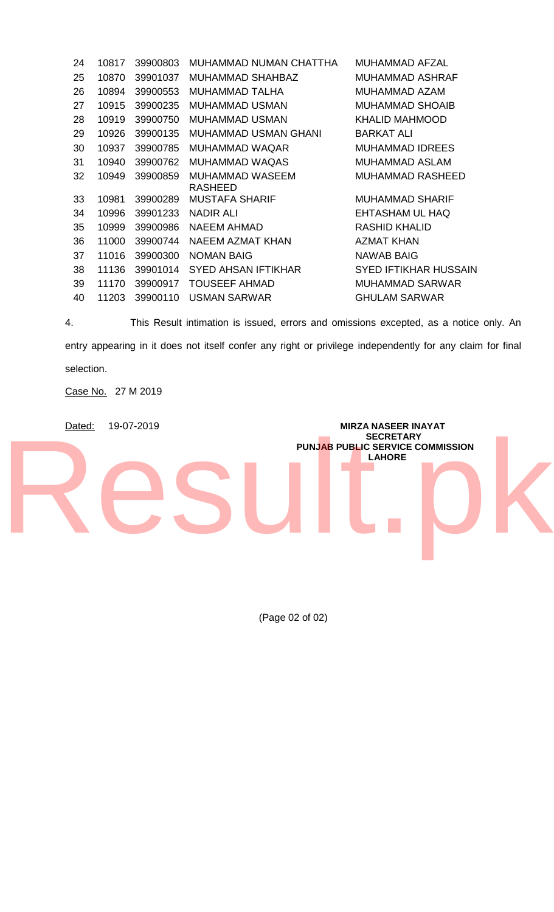| | | | | |
|---|---|---|---|---|
| 24 | 10817 | 39900803 | MUHAMMAD NUMAN CHATTHA | MUHAMMAD AFZAL |
| 25 | 10870 | 39901037 | MUHAMMAD SHAHBAZ | MUHAMMAD ASHRAF |
| 26 | 10894 | 39900553 | MUHAMMAD TALHA | MUHAMMAD AZAM |
| 27 | 10915 | 39900235 | MUHAMMAD USMAN | MUHAMMAD SHOAIB |
| 28 | 10919 | 39900750 | MUHAMMAD USMAN | KHALID MAHMOOD |
| 29 | 10926 | 39900135 | MUHAMMAD USMAN GHANI | BARKAT ALI |
| 30 | 10937 | 39900785 | MUHAMMAD WAQAR | MUHAMMAD IDREES |
| 31 | 10940 | 39900762 | MUHAMMAD WAQAS | MUHAMMAD ASLAM |
| 32 | 10949 | 39900859 | MUHAMMAD WASEEM RASHEED | MUHAMMAD RASHEED |
| 33 | 10981 | 39900289 | MUSTAFA SHARIF | MUHAMMAD SHARIF |
| 34 | 10996 | 39901233 | NADIR ALI | EHTASHAM UL HAQ |
| 35 | 10999 | 39900986 | NAEEM AHMAD | RASHID KHALID |
| 36 | 11000 | 39900744 | NAEEM AZMAT KHAN | AZMAT KHAN |
| 37 | 11016 | 39900300 | NOMAN BAIG | NAWAB BAIG |
| 38 | 11136 | 39901014 | SYED AHSAN IFTIKHAR | SYED IFTIKHAR HUSSAIN |
| 39 | 11170 | 39900917 | TOUSEEF AHMAD | MUHAMMAD SARWAR |
| 40 | 11203 | 39900110 | USMAN SARWAR | GHULAM SARWAR |

4. This Result intimation is issued, errors and omissions excepted, as a notice only. An entry appearing in it does not itself confer any right or privilege independently for any claim for final selection.

Case No. 27 M 2019

Dated: 19-07-2019

**MIRZA NASEER INAYAT**
**SECRETARY**
**PUNJAB PUBLIC SERVICE COMMISSION**
**LAHORE**